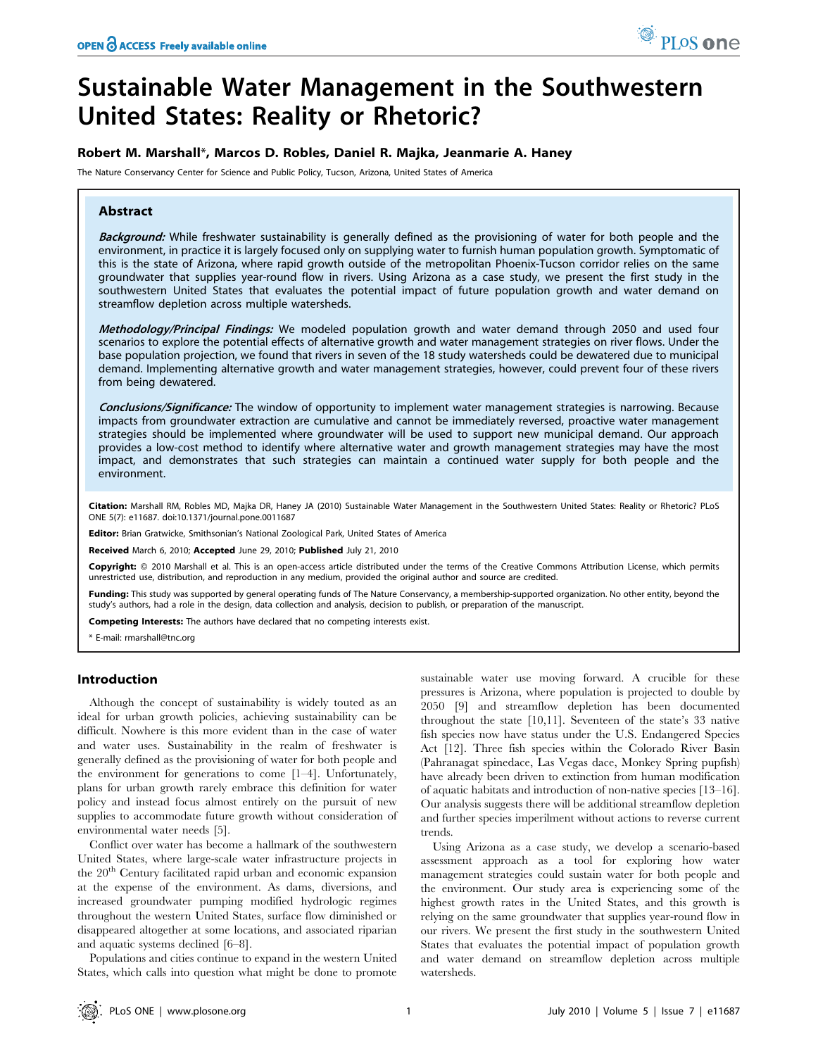# Sustainable Water Management in the Southwestern United States: Reality or Rhetoric?

**Robert M. Marshall\*, Marcos D. Robles, Daniel R. Majka, Jeanmarie A. Haney**

The Nature Conservancy Center for Science and Public Policy, Tucson, Arizona, United States of America

## Abstract

***Background:*** While freshwater sustainability is generally defined as the provisioning of water for both people and the environment, in practice it is largely focused only on supplying water to furnish human population growth. Symptomatic of this is the state of Arizona, where rapid growth outside of the metropolitan Phoenix-Tucson corridor relies on the same groundwater that supplies year-round flow in rivers. Using Arizona as a case study, we present the first study in the southwestern United States that evaluates the potential impact of future population growth and water demand on streamflow depletion across multiple watersheds.

***Methodology/Principal Findings:*** We modeled population growth and water demand through 2050 and used four scenarios to explore the potential effects of alternative growth and water management strategies on river flows. Under the base population projection, we found that rivers in seven of the 18 study watersheds could be dewatered due to municipal demand. Implementing alternative growth and water management strategies, however, could prevent four of these rivers from being dewatered.

***Conclusions/Significance:*** The window of opportunity to implement water management strategies is narrowing. Because impacts from groundwater extraction are cumulative and cannot be immediately reversed, proactive water management strategies should be implemented where groundwater will be used to support new municipal demand. Our approach provides a low-cost method to identify where alternative water and growth management strategies may have the most impact, and demonstrates that such strategies can maintain a continued water supply for both people and the environment.

**Citation:** Marshall RM, Robles MD, Majka DR, Haney JA (2010) Sustainable Water Management in the Southwestern United States: Reality or Rhetoric? PLoS ONE 5(7): e11687. doi:10.1371/journal.pone.0011687

**Editor:** Brian Gratwicke, Smithsonian's National Zoological Park, United States of America

**Received** March 6, 2010; **Accepted** June 29, 2010; **Published** July 21, 2010

**Copyright:** © 2010 Marshall et al. This is an open-access article distributed under the terms of the Creative Commons Attribution License, which permits unrestricted use, distribution, and reproduction in any medium, provided the original author and source are credited.

**Funding:** This study was supported by general operating funds of The Nature Conservancy, a membership-supported organization. No other entity, beyond the study's authors, had a role in the design, data collection and analysis, decision to publish, or preparation of the manuscript.

**Competing Interests:** The authors have declared that no competing interests exist.

\* E-mail: rmarshall@tnc.org

## Introduction

Although the concept of sustainability is widely touted as an ideal for urban growth policies, achieving sustainability can be difficult. Nowhere is this more evident than in the case of water and water uses. Sustainability in the realm of freshwater is generally defined as the provisioning of water for both people and the environment for generations to come [1–4]. Unfortunately, plans for urban growth rarely embrace this definition for water policy and instead focus almost entirely on the pursuit of new supplies to accommodate future growth without consideration of environmental water needs [5].

Conflict over water has become a hallmark of the southwestern United States, where large-scale water infrastructure projects in the 20th Century facilitated rapid urban and economic expansion at the expense of the environment. As dams, diversions, and increased groundwater pumping modified hydrologic regimes throughout the western United States, surface flow diminished or disappeared altogether at some locations, and associated riparian and aquatic systems declined [6–8].

Populations and cities continue to expand in the western United States, which calls into question what might be done to promote sustainable water use moving forward. A crucible for these pressures is Arizona, where population is projected to double by 2050 [9] and streamflow depletion has been documented throughout the state [10,11]. Seventeen of the state's 33 native fish species now have status under the U.S. Endangered Species Act [12]. Three fish species within the Colorado River Basin (Pahranagat spinedace, Las Vegas dace, Monkey Spring pupfish) have already been driven to extinction from human modification of aquatic habitats and introduction of non-native species [13–16]. Our analysis suggests there will be additional streamflow depletion and further species imperilment without actions to reverse current trends.

Using Arizona as a case study, we develop a scenario-based assessment approach as a tool for exploring how water management strategies could sustain water for both people and the environment. Our study area is experiencing some of the highest growth rates in the United States, and this growth is relying on the same groundwater that supplies year-round flow in our rivers. We present the first study in the southwestern United States that evaluates the potential impact of population growth and water demand on streamflow depletion across multiple watersheds.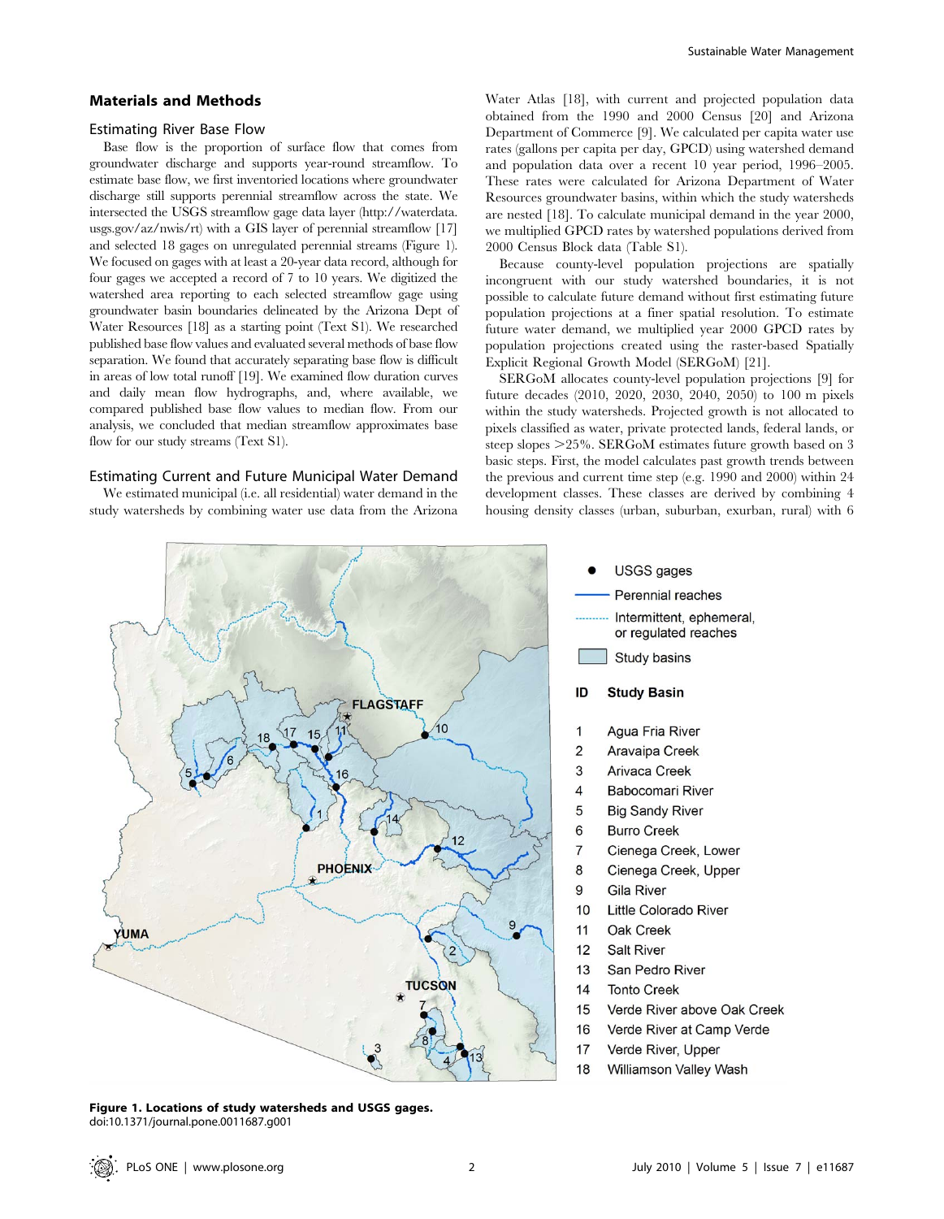## Materials and Methods

### Estimating River Base Flow

Base flow is the proportion of surface flow that comes from groundwater discharge and supports year-round streamflow. To estimate base flow, we first inventoried locations where groundwater discharge still supports perennial streamflow across the state. We intersected the USGS streamflow gage data layer (http://waterdata.usgs.gov/az/nwis/rt) with a GIS layer of perennial streamflow [17] and selected 18 gages on unregulated perennial streams (Figure 1). We focused on gages with at least a 20-year data record, although for four gages we accepted a record of 7 to 10 years. We digitized the watershed area reporting to each selected streamflow gage using groundwater basin boundaries delineated by the Arizona Dept of Water Resources [18] as a starting point (Text S1). We researched published base flow values and evaluated several methods of base flow separation. We found that accurately separating base flow is difficult in areas of low total runoff [19]. We examined flow duration curves and daily mean flow hydrographs, and, where available, we compared published base flow values to median flow. From our analysis, we concluded that median streamflow approximates base flow for our study streams (Text S1).

### Estimating Current and Future Municipal Water Demand

We estimated municipal (i.e. all residential) water demand in the study watersheds by combining water use data from the Arizona Water Atlas [18], with current and projected population data obtained from the 1990 and 2000 Census [20] and Arizona Department of Commerce [9]. We calculated per capita water use rates (gallons per capita per day, GPCD) using watershed demand and population data over a recent 10 year period, 1996–2005. These rates were calculated for Arizona Department of Water Resources groundwater basins, within which the study watersheds are nested [18]. To calculate municipal demand in the year 2000, we multiplied GPCD rates by watershed populations derived from 2000 Census Block data (Table S1).

Because county-level population projections are spatially incongruent with our study watershed boundaries, it is not possible to calculate future demand without first estimating future population projections at a finer spatial resolution. To estimate future water demand, we multiplied year 2000 GPCD rates by population projections created using the raster-based Spatially Explicit Regional Growth Model (SERGoM) [21].

SERGoM allocates county-level population projections [9] for future decades (2010, 2020, 2030, 2040, 2050) to 100 m pixels within the study watersheds. Projected growth is not allocated to pixels classified as water, private protected lands, federal lands, or steep slopes >25%. SERGoM estimates future growth based on 3 basic steps. First, the model calculates past growth trends between the previous and current time step (e.g. 1990 and 2000) within 24 development classes. These classes are derived by combining 4 housing density classes (urban, suburban, exurban, rural) with 6

**Figure 1. Locations of study watersheds and USGS gages.**
doi:10.1371/journal.pone.0011687.g001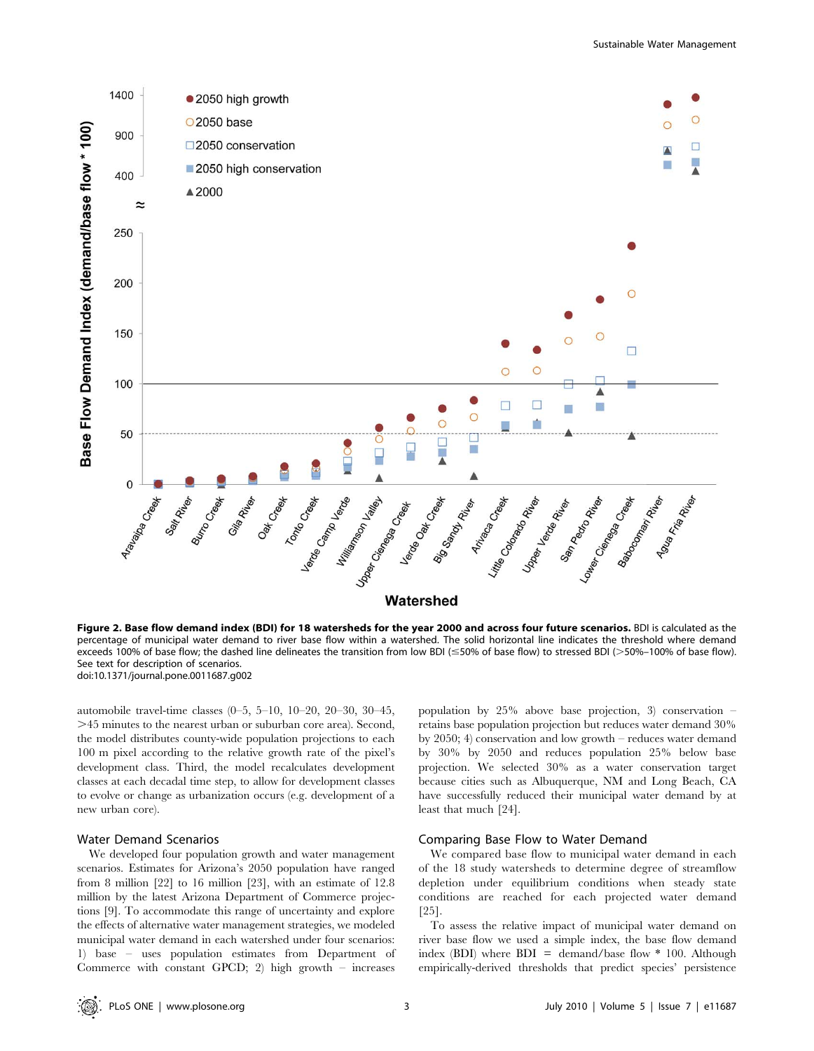**Figure 2. Base flow demand index (BDI) for 18 watersheds for the year 2000 and across four future scenarios.** BDI is calculated as the percentage of municipal water demand to river base flow within a watershed. The solid horizontal line indicates the threshold where demand exceeds 100% of base flow; the dashed line delineates the transition from low BDI (≤50% of base flow) to stressed BDI (>50%–100% of base flow). See text for description of scenarios.
doi:10.1371/journal.pone.0011687.g002

automobile travel-time classes (0–5, 5–10, 10–20, 20–30, 30–45, >45 minutes to the nearest urban or suburban core area). Second, the model distributes county-wide population projections to each 100 m pixel according to the relative growth rate of the pixel's development class. Third, the model recalculates development classes at each decadal time step, to allow for development classes to evolve or change as urbanization occurs (e.g. development of a new urban core).

### Water Demand Scenarios

We developed four population growth and water management scenarios. Estimates for Arizona's 2050 population have ranged from 8 million [22] to 16 million [23], with an estimate of 12.8 million by the latest Arizona Department of Commerce projections [9]. To accommodate this range of uncertainty and explore the effects of alternative water management strategies, we modeled municipal water demand in each watershed under four scenarios: 1) base – uses population estimates from Department of Commerce with constant GPCD; 2) high growth – increases population by 25% above base projection, 3) conservation – retains base population projection but reduces water demand 30% by 2050; 4) conservation and low growth – reduces water demand by 30% by 2050 and reduces population 25% below base projection. We selected 30% as a water conservation target because cities such as Albuquerque, NM and Long Beach, CA have successfully reduced their municipal water demand by at least that much [24].

### Comparing Base Flow to Water Demand

We compared base flow to municipal water demand in each of the 18 study watersheds to determine degree of streamflow depletion under equilibrium conditions when steady state conditions are reached for each projected water demand [25].

To assess the relative impact of municipal water demand on river base flow we used a simple index, the base flow demand index (BDI) where BDI = demand/base flow * 100. Although empirically-derived thresholds that predict species' persistence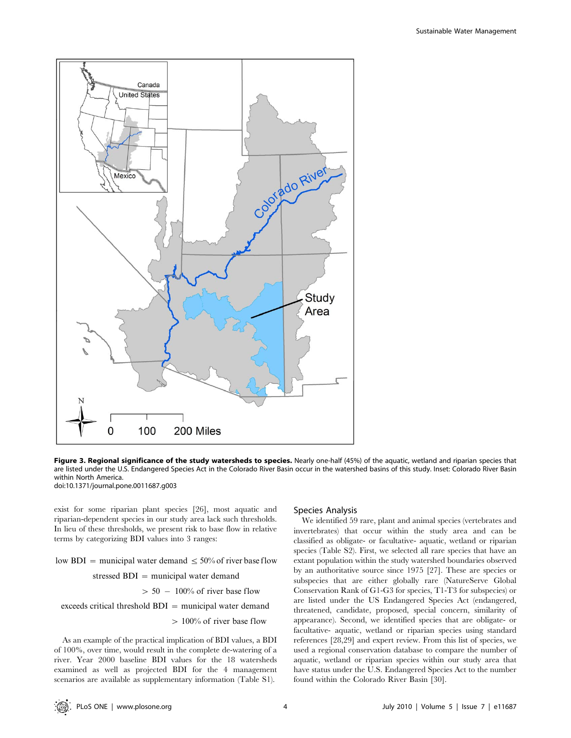**Figure 3. Regional significance of the study watersheds to species.** Nearly one-half (45%) of the aquatic, wetland and riparian species that are listed under the U.S. Endangered Species Act in the Colorado River Basin occur in the watershed basins of this study. Inset: Colorado River Basin within North America.
doi:10.1371/journal.pone.0011687.g003

exist for some riparian plant species [26], most aquatic and riparian-dependent species in our study area lack such thresholds. In lieu of these thresholds, we present risk to base flow in relative terms by categorizing BDI values into 3 ranges:

$$\text{low BDI} = \text{municipal water demand} \leq 50\% \text{ of river base flow}$$

$$\text{stressed BDI} = \text{municipal water demand} > 50 - 100\% \text{ of river base flow}$$

$$\text{exceeds critical threshold BDI} = \text{municipal water demand} > 100\% \text{ of river base flow}$$

As an example of the practical implication of BDI values, a BDI of 100%, over time, would result in the complete de-watering of a river. Year 2000 baseline BDI values for the 18 watersheds examined as well as projected BDI for the 4 management scenarios are available as supplementary information (Table S1).

## Species Analysis

We identified 59 rare, plant and animal species (vertebrates and invertebrates) that occur within the study area and can be classified as obligate- or facultative- aquatic, wetland or riparian species (Table S2). First, we selected all rare species that have an extant population within the study watershed boundaries observed by an authoritative source since 1975 [27]. These are species or subspecies that are either globally rare (NatureServe Global Conservation Rank of G1-G3 for species, T1-T3 for subspecies) or are listed under the US Endangered Species Act (endangered, threatened, candidate, proposed, special concern, similarity of appearance). Second, we identified species that are obligate- or facultative- aquatic, wetland or riparian species using standard references [28,29] and expert review. From this list of species, we used a regional conservation database to compare the number of aquatic, wetland or riparian species within our study area that have status under the U.S. Endangered Species Act to the number found within the Colorado River Basin [30].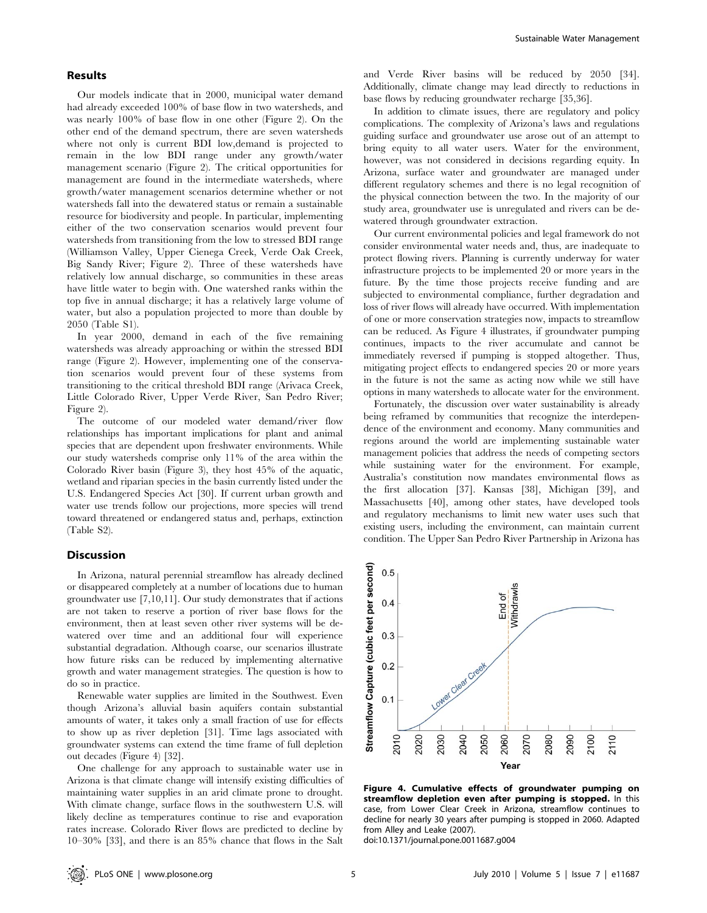## Results

Our models indicate that in 2000, municipal water demand had already exceeded 100% of base flow in two watersheds, and was nearly 100% of base flow in one other (Figure 2). On the other end of the demand spectrum, there are seven watersheds where not only is current BDI low,demand is projected to remain in the low BDI range under any growth/water management scenario (Figure 2). The critical opportunities for management are found in the intermediate watersheds, where growth/water management scenarios determine whether or not watersheds fall into the dewatered status or remain a sustainable resource for biodiversity and people. In particular, implementing either of the two conservation scenarios would prevent four watersheds from transitioning from the low to stressed BDI range (Williamson Valley, Upper Cienega Creek, Verde Oak Creek, Big Sandy River; Figure 2). Three of these watersheds have relatively low annual discharge, so communities in these areas have little water to begin with. One watershed ranks within the top five in annual discharge; it has a relatively large volume of water, but also a population projected to more than double by 2050 (Table S1).

In year 2000, demand in each of the five remaining watersheds was already approaching or within the stressed BDI range (Figure 2). However, implementing one of the conservation scenarios would prevent four of these systems from transitioning to the critical threshold BDI range (Arivaca Creek, Little Colorado River, Upper Verde River, San Pedro River; Figure 2).

The outcome of our modeled water demand/river flow relationships has important implications for plant and animal species that are dependent upon freshwater environments. While our study watersheds comprise only 11% of the area within the Colorado River basin (Figure 3), they host 45% of the aquatic, wetland and riparian species in the basin currently listed under the U.S. Endangered Species Act [30]. If current urban growth and water use trends follow our projections, more species will trend toward threatened or endangered status and, perhaps, extinction (Table S2).

## Discussion

In Arizona, natural perennial streamflow has already declined or disappeared completely at a number of locations due to human groundwater use [7,10,11]. Our study demonstrates that if actions are not taken to reserve a portion of river base flows for the environment, then at least seven other river systems will be dewatered over time and an additional four will experience substantial degradation. Although coarse, our scenarios illustrate how future risks can be reduced by implementing alternative growth and water management strategies. The question is how to do so in practice.

Renewable water supplies are limited in the Southwest. Even though Arizona's alluvial basin aquifers contain substantial amounts of water, it takes only a small fraction of use for effects to show up as river depletion [31]. Time lags associated with groundwater systems can extend the time frame of full depletion out decades (Figure 4) [32].

One challenge for any approach to sustainable water use in Arizona is that climate change will intensify existing difficulties of maintaining water supplies in an arid climate prone to drought. With climate change, surface flows in the southwestern U.S. will likely decline as temperatures continue to rise and evaporation rates increase. Colorado River flows are predicted to decline by 10–30% [33], and there is an 85% chance that flows in the Salt and Verde River basins will be reduced by 2050 [34]. Additionally, climate change may lead directly to reductions in base flows by reducing groundwater recharge [35,36].

In addition to climate issues, there are regulatory and policy complications. The complexity of Arizona's laws and regulations guiding surface and groundwater use arose out of an attempt to bring equity to all water users. Water for the environment, however, was not considered in decisions regarding equity. In Arizona, surface water and groundwater are managed under different regulatory schemes and there is no legal recognition of the physical connection between the two. In the majority of our study area, groundwater use is unregulated and rivers can be dewatered through groundwater extraction.

Our current environmental policies and legal framework do not consider environmental water needs and, thus, are inadequate to protect flowing rivers. Planning is currently underway for water infrastructure projects to be implemented 20 or more years in the future. By the time those projects receive funding and are subjected to environmental compliance, further degradation and loss of river flows will already have occurred. With implementation of one or more conservation strategies now, impacts to streamflow can be reduced. As Figure 4 illustrates, if groundwater pumping continues, impacts to the river accumulate and cannot be immediately reversed if pumping is stopped altogether. Thus, mitigating project effects to endangered species 20 or more years in the future is not the same as acting now while we still have options in many watersheds to allocate water for the environment.

Fortunately, the discussion over water sustainability is already being reframed by communities that recognize the interdependence of the environment and economy. Many communities and regions around the world are implementing sustainable water management policies that address the needs of competing sectors while sustaining water for the environment. For example, Australia's constitution now mandates environmental flows as the first allocation [37]. Kansas [38], Michigan [39], and Massachusetts [40], among other states, have developed tools and regulatory mechanisms to limit new water uses such that existing users, including the environment, can maintain current condition. The Upper San Pedro River Partnership in Arizona has

**Figure 4. Cumulative effects of groundwater pumping on streamflow depletion even after pumping is stopped.** In this case, from Lower Clear Creek in Arizona, streamflow continues to decline for nearly 30 years after pumping is stopped in 2060. Adapted from Alley and Leake (2007).
doi:10.1371/journal.pone.0011687.g004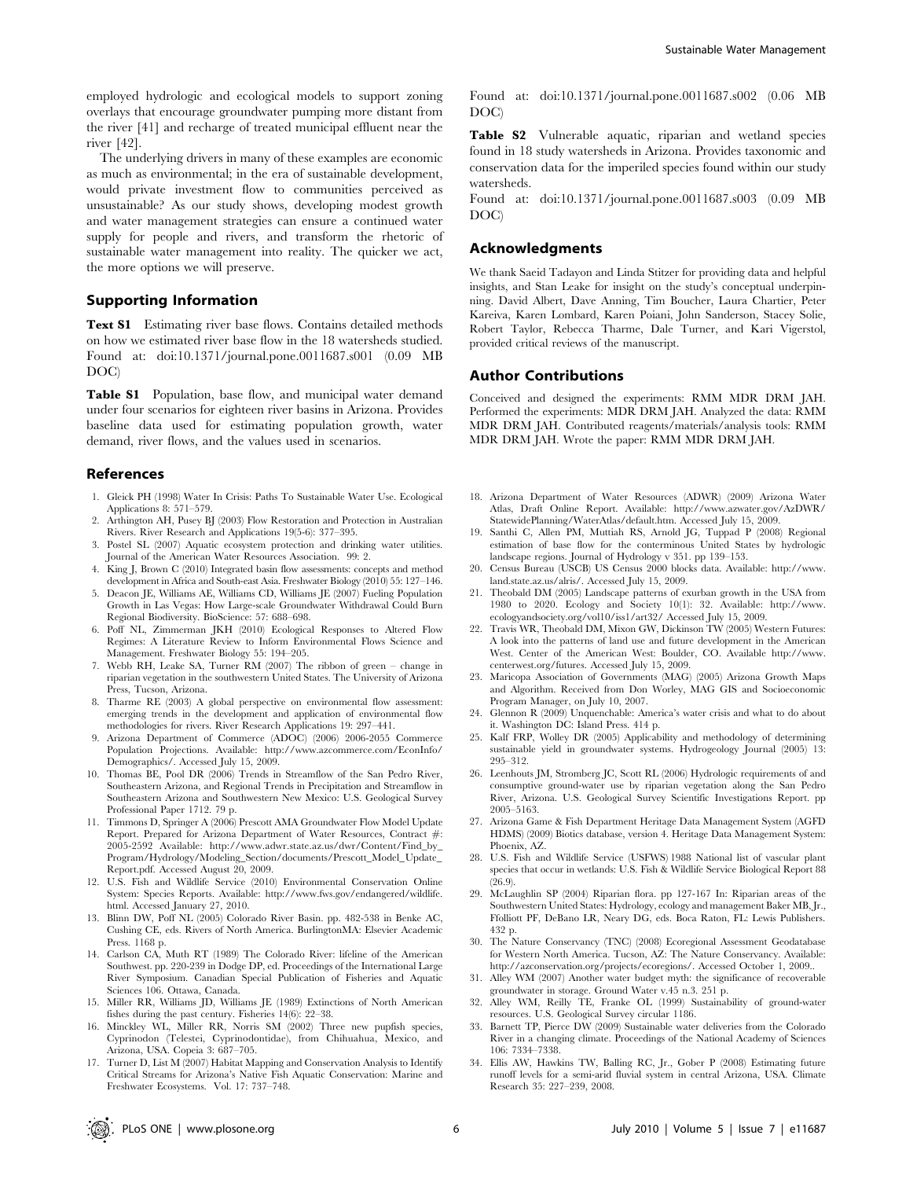employed hydrologic and ecological models to support zoning overlays that encourage groundwater pumping more distant from the river [41] and recharge of treated municipal effluent near the river [42].

The underlying drivers in many of these examples are economic as much as environmental; in the era of sustainable development, would private investment flow to communities perceived as unsustainable? As our study shows, developing modest growth and water management strategies can ensure a continued water supply for people and rivers, and transform the rhetoric of sustainable water management into reality. The quicker we act, the more options we will preserve.

## Supporting Information

**Text S1** Estimating river base flows. Contains detailed methods on how we estimated river base flow in the 18 watersheds studied.
Found at: doi:10.1371/journal.pone.0011687.s001 (0.09 MB DOC)

**Table S1** Population, base flow, and municipal water demand under four scenarios for eighteen river basins in Arizona. Provides baseline data used for estimating population growth, water demand, river flows, and the values used in scenarios.
Found at: doi:10.1371/journal.pone.0011687.s002 (0.06 MB DOC)

**Table S2** Vulnerable aquatic, riparian and wetland species found in 18 study watersheds in Arizona. Provides taxonomic and conservation data for the imperiled species found within our study watersheds.
Found at: doi:10.1371/journal.pone.0011687.s003 (0.09 MB DOC)

## Acknowledgments

We thank Saeid Tadayon and Linda Stitzer for providing data and helpful insights, and Stan Leake for insight on the study's conceptual underpinning. David Albert, Dave Anning, Tim Boucher, Laura Chartier, Peter Kareiva, Karen Lombard, Karen Poiani, John Sanderson, Stacey Solie, Robert Taylor, Rebecca Tharme, Dale Turner, and Kari Vigerstol, provided critical reviews of the manuscript.

## Author Contributions

Conceived and designed the experiments: RMM MDR DRM JAH. Performed the experiments: MDR DRM JAH. Analyzed the data: RMM MDR DRM JAH. Contributed reagents/materials/analysis tools: RMM MDR DRM JAH. Wrote the paper: RMM MDR DRM JAH.

## References

1. Gleick PH (1998) Water In Crisis: Paths To Sustainable Water Use. Ecological Applications 8: 571–579.
2. Arthington AH, Pusey BJ (2003) Flow Restoration and Protection in Australian Rivers. River Research and Applications 19(5-6): 377–395.
3. Postel SL (2007) Aquatic ecosystem protection and drinking water utilities. Journal of the American Water Resources Association. 99: 2.
4. King J, Brown C (2010) Integrated basin flow assessments: concepts and method development in Africa and South-east Asia. Freshwater Biology (2010) 55: 127–146.
5. Deacon JE, Williams AE, Williams CD, Williams JE (2007) Fueling Population Growth in Las Vegas: How Large-scale Groundwater Withdrawal Could Burn Regional Biodiversity. BioScience: 57: 688–698.
6. Poff NL, Zimmerman JKH (2010) Ecological Responses to Altered Flow Regimes: A Literature Review to Inform Environmental Flows Science and Management. Freshwater Biology 55: 194–205.
7. Webb RH, Leake SA, Turner RM (2007) The ribbon of green – change in riparian vegetation in the southwestern United States. The University of Arizona Press, Tucson, Arizona.
8. Tharme RE (2003) A global perspective on environmental flow assessment: emerging trends in the development and application of environmental flow methodologies for rivers. River Research Applications 19: 297–441.
9. Arizona Department of Commerce (ADOC) (2006) 2006-2055 Commerce Population Projections. Available: http://www.azcommerce.com/EconInfo/Demographics/. Accessed July 15, 2009.
10. Thomas BE, Pool DR (2006) Trends in Streamflow of the San Pedro River, Southeastern Arizona, and Regional Trends in Precipitation and Streamflow in Southeastern Arizona and Southwestern New Mexico: U.S. Geological Survey Professional Paper 1712. 79 p.
11. Timmons D, Springer A (2006) Prescott AMA Groundwater Flow Model Update Report. Prepared for Arizona Department of Water Resources, Contract #: 2005-2592 Available: http://www.adwr.state.az.us/dwr/Content/Find_by_Program/Hydrology/Modeling_Section/documents/Prescott_Model_Update_Report.pdf. Accessed August 20, 2009.
12. U.S. Fish and Wildlife Service (2010) Environmental Conservation Online System: Species Reports. Available: http://www.fws.gov/endangered/wildlife.html. Accessed January 27, 2010.
13. Blinn DW, Poff NL (2005) Colorado River Basin. pp. 482-538 in Benke AC, Cushing CE, eds. Rivers of North America. BurlingtonMA: Elsevier Academic Press. 1168 p.
14. Carlson CA, Muth RT (1989) The Colorado River: lifeline of the American Southwest. pp. 220-239 in Dodge DP, ed. Proceedings of the International Large River Symposium. Canadian Special Publication of Fisheries and Aquatic Sciences 106. Ottawa, Canada.
15. Miller RR, Williams JD, Williams JE (1989) Extinctions of North American fishes during the past century. Fisheries 14(6): 22–38.
16. Minckley WL, Miller RR, Norris SM (2002) Three new pupfish species, Cyprinodon (Telestei, Cyprinodontidae), from Chihuahua, Mexico, and Arizona, USA. Copeia 3: 687–705.
17. Turner D, List M (2007) Habitat Mapping and Conservation Analysis to Identify Critical Streams for Arizona's Native Fish Aquatic Conservation: Marine and Freshwater Ecosystems. Vol. 17: 737–748.
18. Arizona Department of Water Resources (ADWR) (2009) Arizona Water Atlas, Draft Online Report. Available: http://www.azwater.gov/AzDWR/StatewidePlanning/WaterAtlas/default.htm. Accessed July 15, 2009.
19. Santhi C, Allen PM, Muttiah RS, Arnold JG, Tuppad P (2008) Regional estimation of base flow for the conterminous United States by hydrologic landscape regions. Journal of Hydrology v 351. pp 139–153.
20. Census Bureau (USCB) US Census 2000 blocks data. Available: http://www.land.state.az.us/alris/. Accessed July 15, 2009.
21. Theobald DM (2005) Landscape patterns of exurban growth in the USA from 1980 to 2020. Ecology and Society 10(1): 32. Available: http://www.ecologyandsociety.org/vol10/iss1/art32/ Accessed July 15, 2009.
22. Travis WR, Theobald DM, Mixon GW, Dickinson TW (2005) Western Futures: A look into the patterns of land use and future development in the American West. Center of the American West: Boulder, CO. Available http://www.centerwest.org/futures. Accessed July 15, 2009.
23. Maricopa Association of Governments (MAG) (2005) Arizona Growth Maps and Algorithm. Received from Don Worley, MAG GIS and Socioeconomic Program Manager, on July 10, 2007.
24. Glennon R (2009) Unquenchable: America's water crisis and what to do about it. Washington DC: Island Press. 414 p.
25. Kalf FRP, Wolley DR (2005) Applicability and methodology of determining sustainable yield in groundwater systems. Hydrogeology Journal (2005) 13: 295–312.
26. Leenhouts JM, Stromberg JC, Scott RL (2006) Hydrologic requirements of and consumptive ground-water use by riparian vegetation along the San Pedro River, Arizona. U.S. Geological Survey Scientific Investigations Report. pp 2005–5163.
27. Arizona Game & Fish Department Heritage Data Management System (AGFD HDMS) (2009) Biotics database, version 4. Heritage Data Management System: Phoenix, AZ.
28. U.S. Fish and Wildlife Service (USFWS) 1988 National list of vascular plant species that occur in wetlands: U.S. Fish & Wildlife Service Biological Report 88 (26.9).
29. McLaughlin SP (2004) Riparian flora. pp 127-167 In: Riparian areas of the Southwestern United States: Hydrology, ecology and management Baker MB, Jr., Ffolliott PF, DeBano LR, Neary DG, eds. Boca Raton, FL: Lewis Publishers. 432 p.
30. The Nature Conservancy (TNC) (2008) Ecoregional Assessment Geodatabase for Western North America. Tucson, AZ: The Nature Conservancy. Available: http://azconservation.org/projects/ecoregions/. Accessed October 1, 2009..
31. Alley WM (2007) Another water budget myth: the significance of recoverable groundwater in storage. Ground Water v.45 n.3. 251 p.
32. Alley WM, Reilly TE, Franke OL (1999) Sustainability of ground-water resources. U.S. Geological Survey circular 1186.
33. Barnett TP, Pierce DW (2009) Sustainable water deliveries from the Colorado River in a changing climate. Proceedings of the National Academy of Sciences 106: 7334–7338.
34. Ellis AW, Hawkins TW, Balling RC, Jr., Gober P (2008) Estimating future runoff levels for a semi-arid fluvial system in central Arizona, USA. Climate Research 35: 227–239, 2008.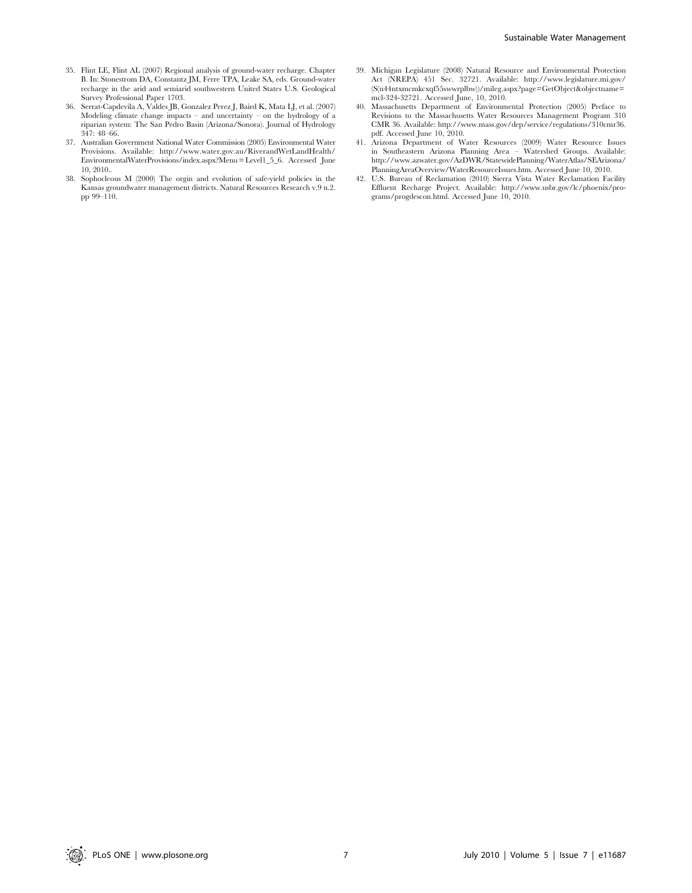35. Flint LE, Flint AL (2007) Regional analysis of ground-water recharge. Chapter B. In: Stonestrom DA, Constantz JM, Ferre TPA, Leake SA, eds. Ground-water recharge in the arid and semiarid southwestern United States U.S. Geological Survey Professional Paper 1703.
36. Serrat-Capdevila A, Valdes JB, Gonzalez Perez J, Baird K, Mata LJ, et al. (2007) Modeling climate change impacts – and uncertainty – on the hydrology of a riparian system: The San Pedro Basin (Arizona/Sonora). Journal of Hydrology 347: 48–66.
37. Australian Government National Water Commission (2005) Environmental Water Provisions. Available: http://www.water.gov.au/RiverandWetLandHealth/EnvironmentalWaterProvisions/index.aspx?Menu=Level1_5_6. Accessed June 10, 2010..
38. Sophocleous M (2000) The orgin and evolution of safe-yield policies in the Kansas groundwater management districts. Natural Resources Research v.9 n.2. pp 99–110.
39. Michigan Legislature (2008) Natural Resource and Environmental Protection Act (NREPA) 451 Sec. 32721. Available: http://www.legislature.mi.gov/(S(n44ntxmcmkcxqf55swwrplbw))/mileg.aspx?page=GetObject&objectname=mcl-324-32721. Accessed June, 10, 2010.
40. Massachusetts Department of Environmental Protection (2005) Preface to Revisions to the Massachusetts Water Resources Management Program 310 CMR 36. Available: http://www.mass.gov/dep/service/regulations/310cmr36.pdf. Accessed June 10, 2010.
41. Arizona Department of Water Resources (2009) Water Resource Issues in Southeastern Arizona Planning Area – Watershed Groups. Available: http://www.azwater.gov/AzDWR/StatewidePlanning/WaterAtlas/SEArizona/PlanningAreaOverview/WaterResourceIssues.htm. Accessed June 10, 2010.
42. U.S. Bureau of Reclamation (2010) Sierra Vista Water Reclamation Facility Effluent Recharge Project. Available: http://www.usbr.gov/lc/phoenix/programs/progdescon.html. Accessed June 10, 2010.